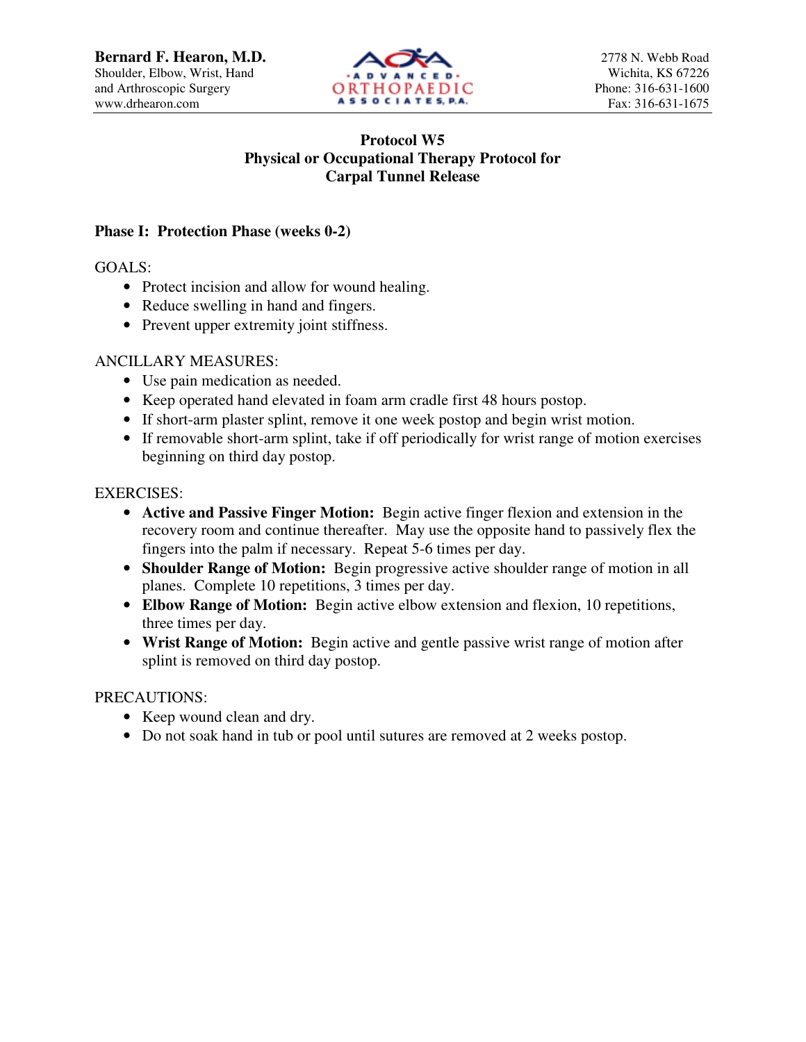**Bernard F. Hearon, M.D.**
Shoulder, Elbow, Wrist, Hand
and Arthroscopic Surgery
www.drhearon.com

ADVANCED ORTHOPAEDIC ASSOCIATES, P.A.

2778 N. Webb Road
Wichita, KS 67226
Phone: 316-631-1600
Fax: 316-631-1675

# Protocol W5
# Physical or Occupational Therapy Protocol for Carpal Tunnel Release

## Phase I: Protection Phase (weeks 0-2)

GOALS:

- Protect incision and allow for wound healing.
- Reduce swelling in hand and fingers.
- Prevent upper extremity joint stiffness.

ANCILLARY MEASURES:

- Use pain medication as needed.
- Keep operated hand elevated in foam arm cradle first 48 hours postop.
- If short-arm plaster splint, remove it one week postop and begin wrist motion.
- If removable short-arm splint, take if off periodically for wrist range of motion exercises beginning on third day postop.

EXERCISES:

- **Active and Passive Finger Motion:** Begin active finger flexion and extension in the recovery room and continue thereafter. May use the opposite hand to passively flex the fingers into the palm if necessary. Repeat 5-6 times per day.
- **Shoulder Range of Motion:** Begin progressive active shoulder range of motion in all planes. Complete 10 repetitions, 3 times per day.
- **Elbow Range of Motion:** Begin active elbow extension and flexion, 10 repetitions, three times per day.
- **Wrist Range of Motion:** Begin active and gentle passive wrist range of motion after splint is removed on third day postop.

PRECAUTIONS:

- Keep wound clean and dry.
- Do not soak hand in tub or pool until sutures are removed at 2 weeks postop.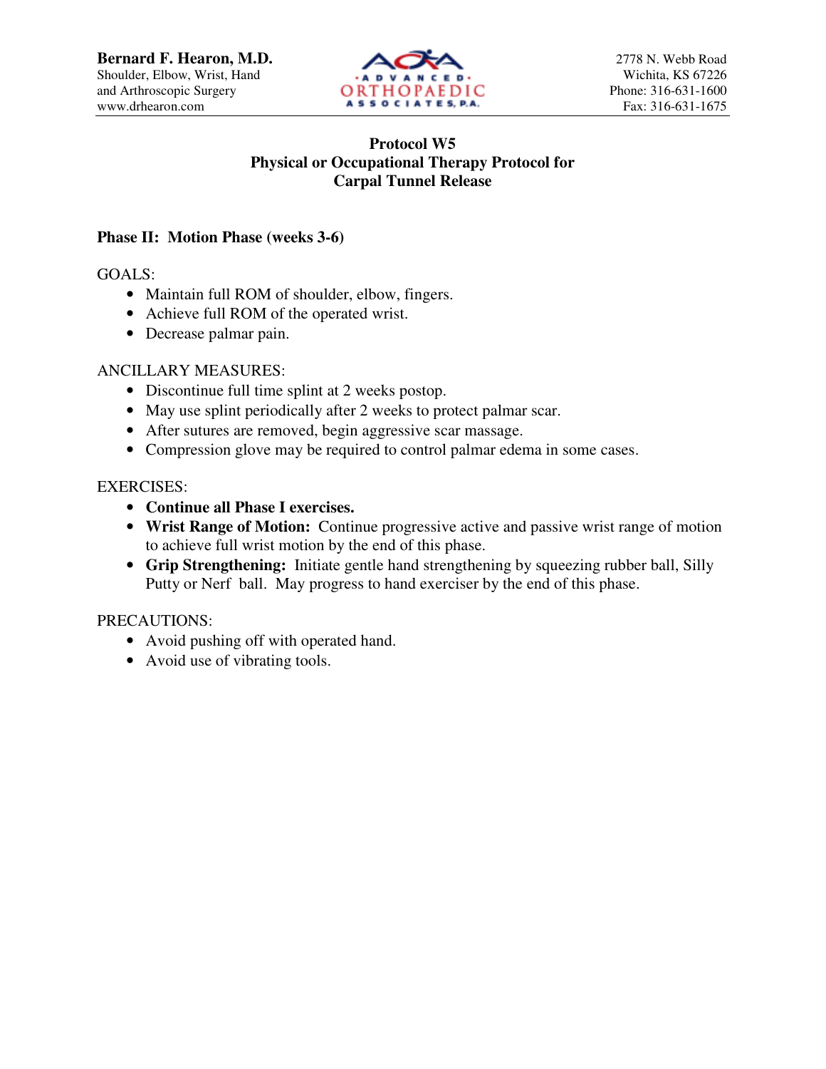**Bernard F. Hearon, M.D.**
Shoulder, Elbow, Wrist, Hand
and Arthroscopic Surgery
www.drhearon.com

2778 N. Webb Road
Wichita, KS 67226
Phone: 316-631-1600
Fax: 316-631-1675

**Protocol W5**
**Physical or Occupational Therapy Protocol for**
**Carpal Tunnel Release**

**Phase II: Motion Phase (weeks 3-6)**

GOALS:

- Maintain full ROM of shoulder, elbow, fingers.
- Achieve full ROM of the operated wrist.
- Decrease palmar pain.

ANCILLARY MEASURES:

- Discontinue full time splint at 2 weeks postop.
- May use splint periodically after 2 weeks to protect palmar scar.
- After sutures are removed, begin aggressive scar massage.
- Compression glove may be required to control palmar edema in some cases.

EXERCISES:

- **Continue all Phase I exercises.**
- **Wrist Range of Motion:** Continue progressive active and passive wrist range of motion to achieve full wrist motion by the end of this phase.
- **Grip Strengthening:** Initiate gentle hand strengthening by squeezing rubber ball, Silly Putty or Nerf ball. May progress to hand exerciser by the end of this phase.

PRECAUTIONS:

- Avoid pushing off with operated hand.
- Avoid use of vibrating tools.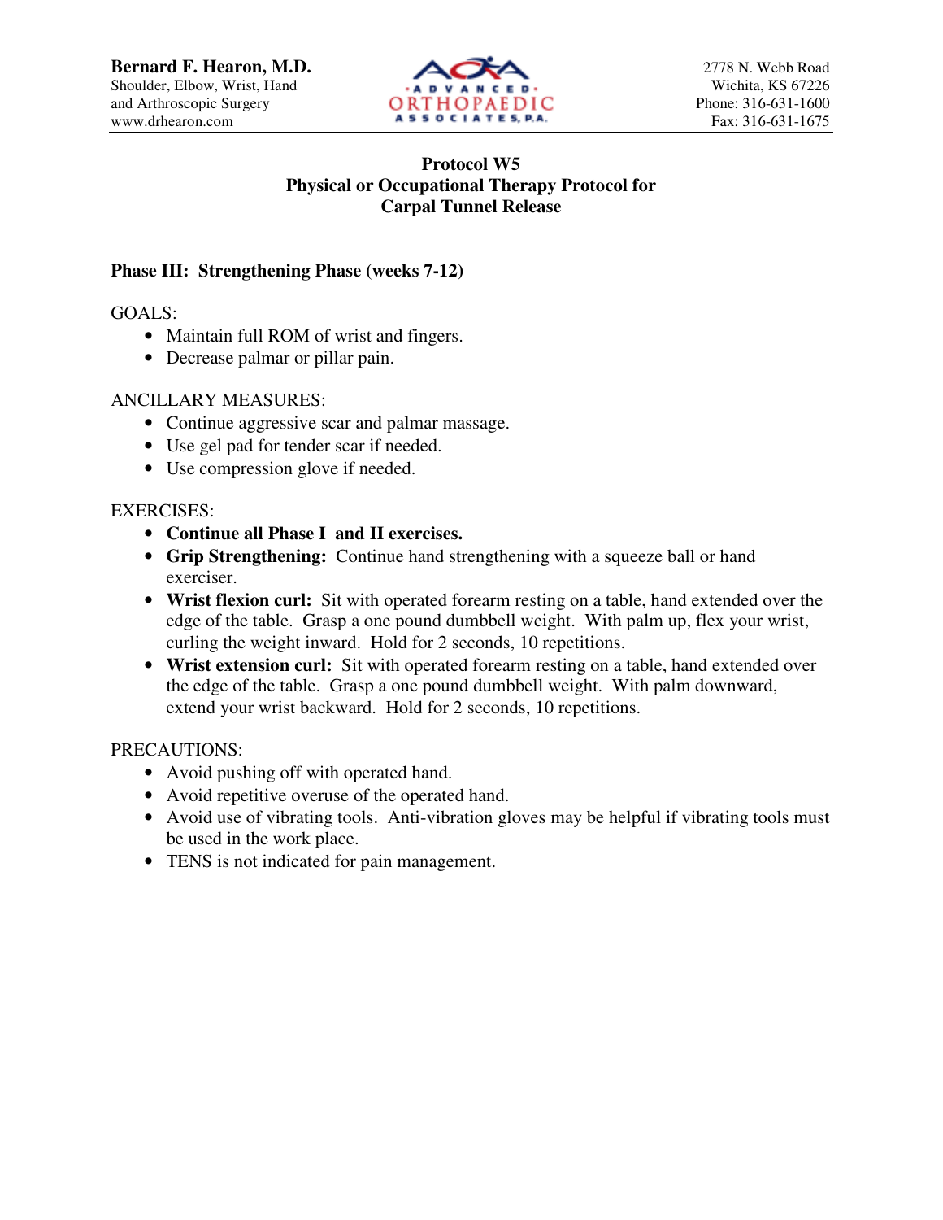**Bernard F. Hearon, M.D.**
Shoulder, Elbow, Wrist, Hand
and Arthroscopic Surgery
www.drhearon.com

ADVANCED ORTHOPAEDIC ASSOCIATES, P.A.

2778 N. Webb Road
Wichita, KS 67226
Phone: 316-631-1600
Fax: 316-631-1675

# Protocol W5
# Physical or Occupational Therapy Protocol for Carpal Tunnel Release

## Phase III: Strengthening Phase (weeks 7-12)

GOALS:

- Maintain full ROM of wrist and fingers.
- Decrease palmar or pillar pain.

ANCILLARY MEASURES:

- Continue aggressive scar and palmar massage.
- Use gel pad for tender scar if needed.
- Use compression glove if needed.

EXERCISES:

- **Continue all Phase I and II exercises.**
- **Grip Strengthening:** Continue hand strengthening with a squeeze ball or hand exerciser.
- **Wrist flexion curl:** Sit with operated forearm resting on a table, hand extended over the edge of the table. Grasp a one pound dumbbell weight. With palm up, flex your wrist, curling the weight inward. Hold for 2 seconds, 10 repetitions.
- **Wrist extension curl:** Sit with operated forearm resting on a table, hand extended over the edge of the table. Grasp a one pound dumbbell weight. With palm downward, extend your wrist backward. Hold for 2 seconds, 10 repetitions.

PRECAUTIONS:

- Avoid pushing off with operated hand.
- Avoid repetitive overuse of the operated hand.
- Avoid use of vibrating tools. Anti-vibration gloves may be helpful if vibrating tools must be used in the work place.
- TENS is not indicated for pain management.